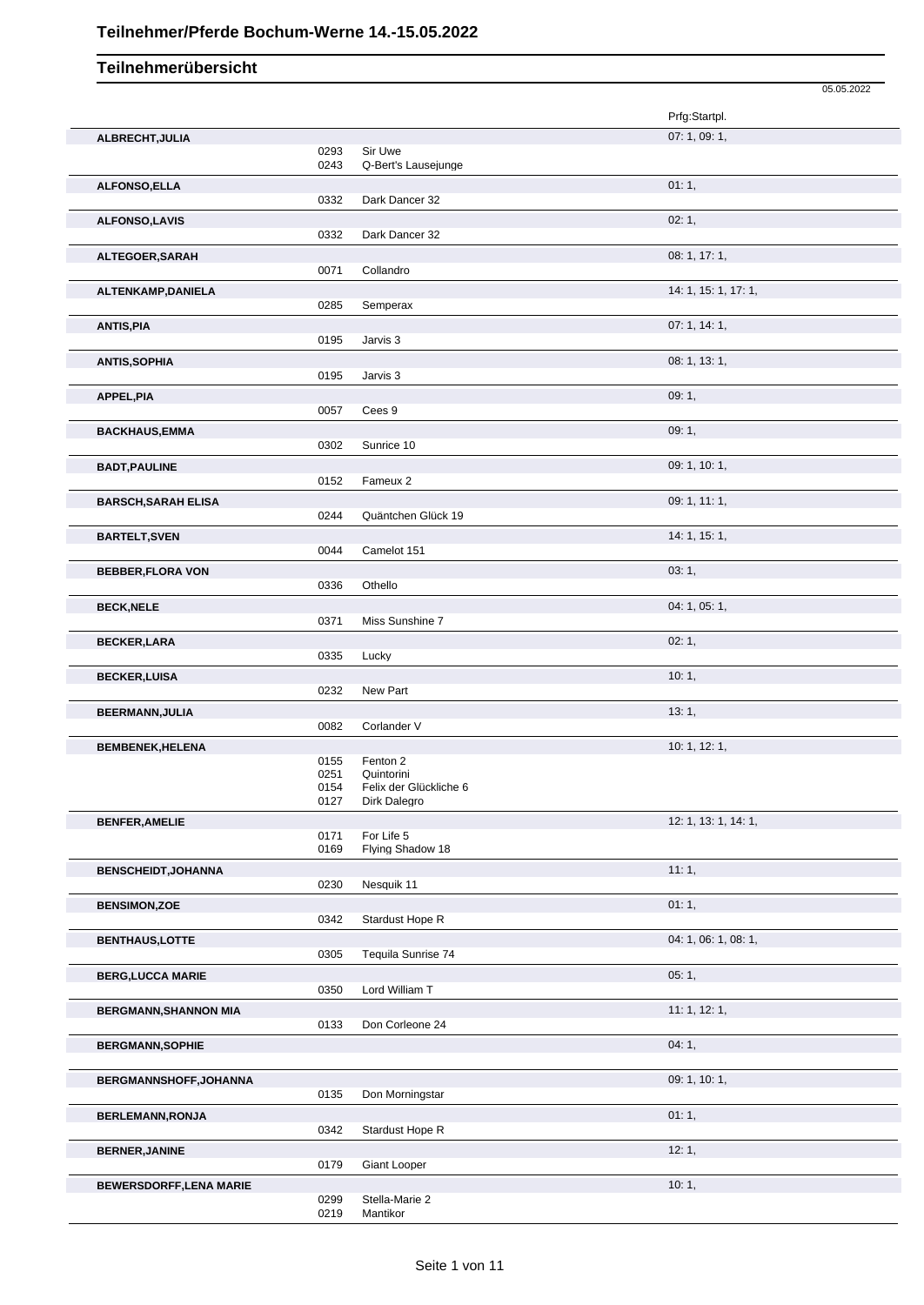# Teilnehmer/Pferde Bochum-Werne 14.-15.05.2022

## Teilnehmerübersicht

05.05.2022

| Teilnehmer | Nr. | Pferd | Prfg:Startpl. |
|---|---|---|---|
| **ALBRECHT,JULIA** | | | 07: 1, 09: 1, |
| | 0293 | Sir Uwe | |
| | 0243 | Q-Bert's Lausejunge | |
| **ALFONSO,ELLA** | | | 01: 1, |
| | 0332 | Dark Dancer 32 | |
| **ALFONSO,LAVIS** | | | 02: 1, |
| | 0332 | Dark Dancer 32 | |
| **ALTEGOER,SARAH** | | | 08: 1, 17: 1, |
| | 0071 | Collandro | |
| **ALTENKAMP,DANIELA** | | | 14: 1, 15: 1, 17: 1, |
| | 0285 | Semperax | |
| **ANTIS,PIA** | | | 07: 1, 14: 1, |
| | 0195 | Jarvis 3 | |
| **ANTIS,SOPHIA** | | | 08: 1, 13: 1, |
| | 0195 | Jarvis 3 | |
| **APPEL,PIA** | | | 09: 1, |
| | 0057 | Cees 9 | |
| **BACKHAUS,EMMA** | | | 09: 1, |
| | 0302 | Sunrice 10 | |
| **BADT,PAULINE** | | | 09: 1, 10: 1, |
| | 0152 | Fameux 2 | |
| **BARSCH,SARAH ELISA** | | | 09: 1, 11: 1, |
| | 0244 | Quäntchen Glück 19 | |
| **BARTELT,SVEN** | | | 14: 1, 15: 1, |
| | 0044 | Camelot 151 | |
| **BEBBER,FLORA VON** | | | 03: 1, |
| | 0336 | Othello | |
| **BECK,NELE** | | | 04: 1, 05: 1, |
| | 0371 | Miss Sunshine 7 | |
| **BECKER,LARA** | | | 02: 1, |
| | 0335 | Lucky | |
| **BECKER,LUISA** | | | 10: 1, |
| | 0232 | New Part | |
| **BEERMANN,JULIA** | | | 13: 1, |
| | 0082 | Corlander V | |
| **BEMBENEK,HELENA** | | | 10: 1, 12: 1, |
| | 0155 | Fenton 2 | |
| | 0251 | Quintorini | |
| | 0154 | Felix der Glückliche 6 | |
| | 0127 | Dirk Dalegro | |
| **BENFER,AMELIE** | | | 12: 1, 13: 1, 14: 1, |
| | 0171 | For Life 5 | |
| | 0169 | Flying Shadow 18 | |
| **BENSCHEIDT,JOHANNA** | | | 11: 1, |
| | 0230 | Nesquik 11 | |
| **BENSIMON,ZOE** | | | 01: 1, |
| | 0342 | Stardust Hope R | |
| **BENTHAUS,LOTTE** | | | 04: 1, 06: 1, 08: 1, |
| | 0305 | Tequila Sunrise 74 | |
| **BERG,LUCCA MARIE** | | | 05: 1, |
| | 0350 | Lord William T | |
| **BERGMANN,SHANNON MIA** | | | 11: 1, 12: 1, |
| | 0133 | Don Corleone 24 | |
| **BERGMANN,SOPHIE** | | | 04: 1, |
| **BERGMANNSHOFF,JOHANNA** | | | 09: 1, 10: 1, |
| | 0135 | Don Morningstar | |
| **BERLEMANN,RONJA** | | | 01: 1, |
| | 0342 | Stardust Hope R | |
| **BERNER,JANINE** | | | 12: 1, |
| | 0179 | Giant Looper | |
| **BEWERSDORFF,LENA MARIE** | | | 10: 1, |
| | 0299 | Stella-Marie 2 | |
| | 0219 | Mantikor | |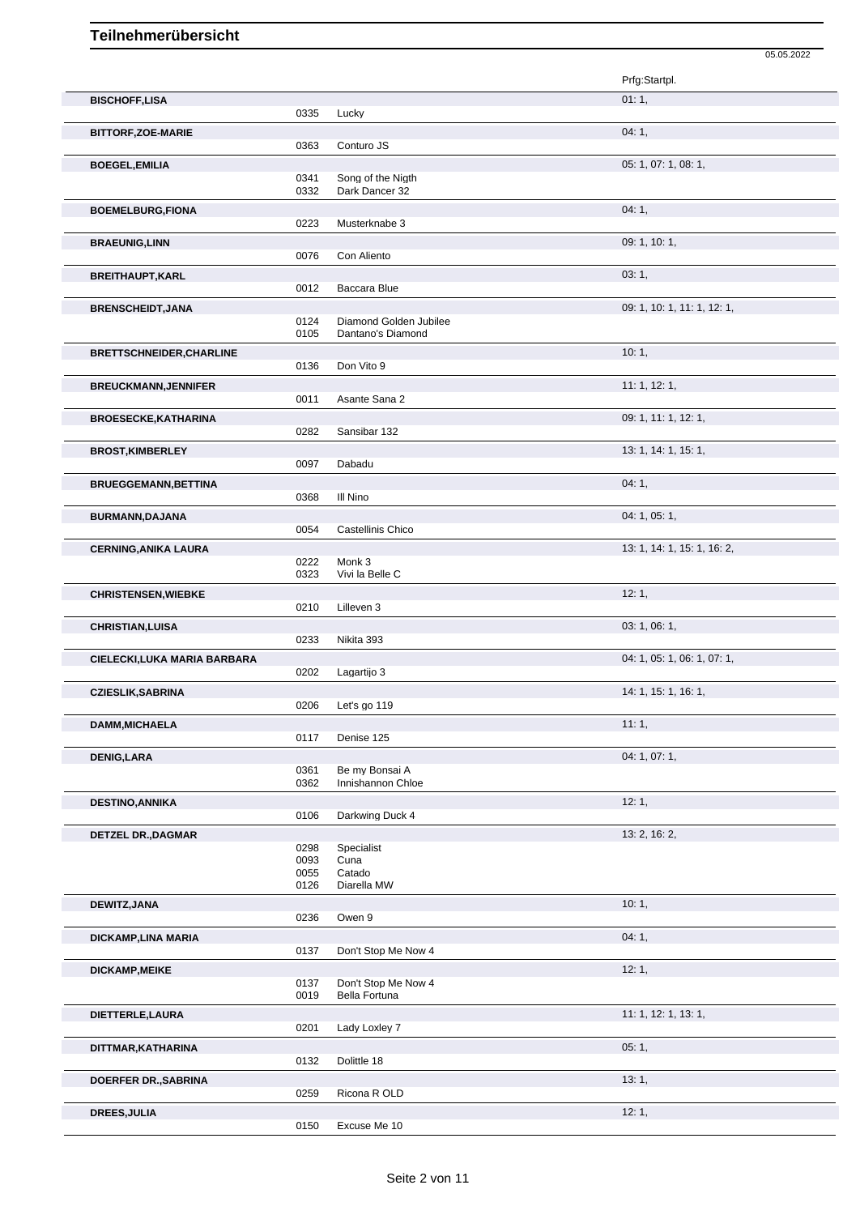# Teilnehmerübersicht

05.05.2022

| Name | Nr. | Pferd | Prfg:Startpl. |
|---|---|---|---|
| **BISCHOFF,LISA** | | | 01: 1, |
| | 0335 | Lucky | |
| **BITTORF,ZOE-MARIE** | | | 04: 1, |
| | 0363 | Conturo JS | |
| **BOEGEL,EMILIA** | | | 05: 1, 07: 1, 08: 1, |
| | 0341 | Song of the Nigth | |
| | 0332 | Dark Dancer 32 | |
| **BOEMELBURG,FIONA** | | | 04: 1, |
| | 0223 | Musterknabe 3 | |
| **BRAEUNIG,LINN** | | | 09: 1, 10: 1, |
| | 0076 | Con Aliento | |
| **BREITHAUPT,KARL** | | | 03: 1, |
| | 0012 | Baccara Blue | |
| **BRENSCHEIDT,JANA** | | | 09: 1, 10: 1, 11: 1, 12: 1, |
| | 0124 | Diamond Golden Jubilee | |
| | 0105 | Dantano's Diamond | |
| **BRETTSCHNEIDER,CHARLINE** | | | 10: 1, |
| | 0136 | Don Vito 9 | |
| **BREUCKMANN,JENNIFER** | | | 11: 1, 12: 1, |
| | 0011 | Asante Sana 2 | |
| **BROESECKE,KATHARINA** | | | 09: 1, 11: 1, 12: 1, |
| | 0282 | Sansibar 132 | |
| **BROST,KIMBERLEY** | | | 13: 1, 14: 1, 15: 1, |
| | 0097 | Dabadu | |
| **BRUEGGEMANN,BETTINA** | | | 04: 1, |
| | 0368 | Ill Nino | |
| **BURMANN,DAJANA** | | | 04: 1, 05: 1, |
| | 0054 | Castellinis Chico | |
| **CERNING,ANIKA LAURA** | | | 13: 1, 14: 1, 15: 1, 16: 2, |
| | 0222 | Monk 3 | |
| | 0323 | Vivi la Belle C | |
| **CHRISTENSEN,WIEBKE** | | | 12: 1, |
| | 0210 | Lilleven 3 | |
| **CHRISTIAN,LUISA** | | | 03: 1, 06: 1, |
| | 0233 | Nikita 393 | |
| **CIELECKI,LUKA MARIA BARBARA** | | | 04: 1, 05: 1, 06: 1, 07: 1, |
| | 0202 | Lagartijo 3 | |
| **CZIESLIK,SABRINA** | | | 14: 1, 15: 1, 16: 1, |
| | 0206 | Let's go 119 | |
| **DAMM,MICHAELA** | | | 11: 1, |
| | 0117 | Denise 125 | |
| **DENIG,LARA** | | | 04: 1, 07: 1, |
| | 0361 | Be my Bonsai A | |
| | 0362 | Innishannon Chloe | |
| **DESTINO,ANNIKA** | | | 12: 1, |
| | 0106 | Darkwing Duck 4 | |
| **DETZEL DR.,DAGMAR** | | | 13: 2, 16: 2, |
| | 0298 | Specialist | |
| | 0093 | Cuna | |
| | 0055 | Catado | |
| | 0126 | Diarella MW | |
| **DEWITZ,JANA** | | | 10: 1, |
| | 0236 | Owen 9 | |
| **DICKAMP,LINA MARIA** | | | 04: 1, |
| | 0137 | Don't Stop Me Now 4 | |
| **DICKAMP,MEIKE** | | | 12: 1, |
| | 0137 | Don't Stop Me Now 4 | |
| | 0019 | Bella Fortuna | |
| **DIETTERLE,LAURA** | | | 11: 1, 12: 1, 13: 1, |
| | 0201 | Lady Loxley 7 | |
| **DITTMAR,KATHARINA** | | | 05: 1, |
| | 0132 | Dolittle 18 | |
| **DOERFER DR.,SABRINA** | | | 13: 1, |
| | 0259 | Ricona R OLD | |
| **DREES,JULIA** | | | 12: 1, |
| | 0150 | Excuse Me 10 | |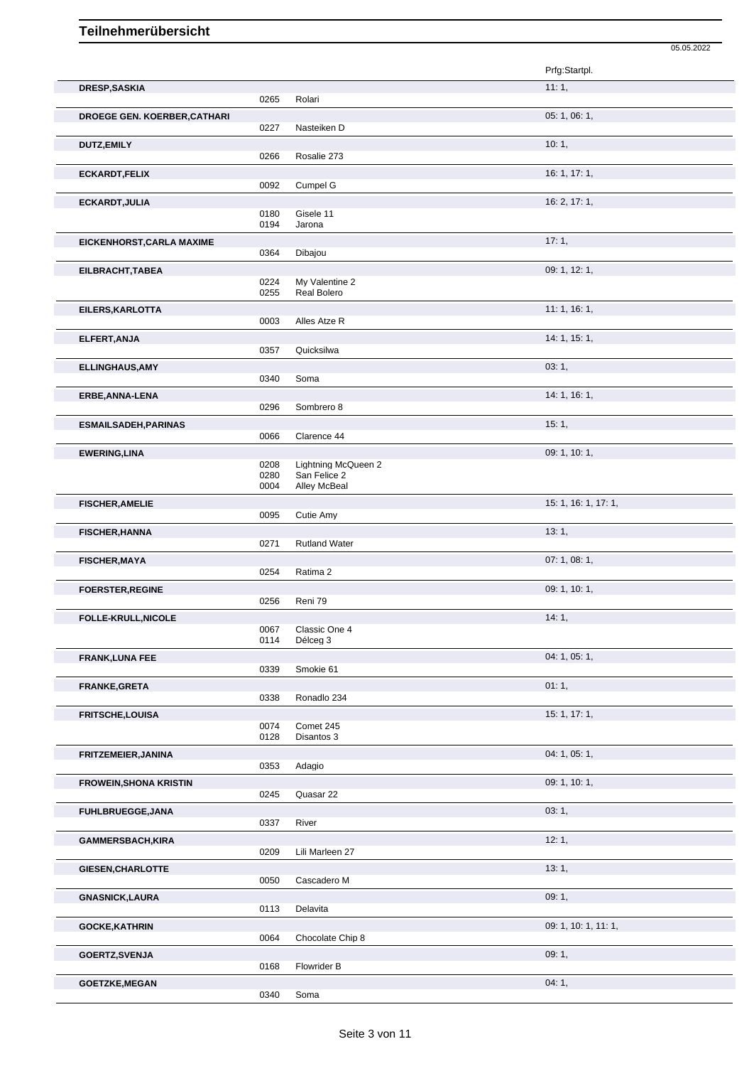# Teilnehmerübersicht

05.05.2022

| Name | Nr. | Pferd | Prfg:Startpl. |
|---|---|---|---|
| **DRESP,SASKIA** | | | 11: 1, |
| | 0265 | Rolari | |
| **DROEGE GEN. KOERBER,CATHARI** | | | 05: 1, 06: 1, |
| | 0227 | Nasteiken D | |
| **DUTZ,EMILY** | | | 10: 1, |
| | 0266 | Rosalie 273 | |
| **ECKARDT,FELIX** | | | 16: 1, 17: 1, |
| | 0092 | Cumpel G | |
| **ECKARDT,JULIA** | | | 16: 2, 17: 1, |
| | 0180 | Gisele 11 | |
| | 0194 | Jarona | |
| **EICKENHORST,CARLA MAXIME** | | | 17: 1, |
| | 0364 | Dibajou | |
| **EILBRACHT,TABEA** | | | 09: 1, 12: 1, |
| | 0224 | My Valentine 2 | |
| | 0255 | Real Bolero | |
| **EILERS,KARLOTTA** | | | 11: 1, 16: 1, |
| | 0003 | Alles Atze R | |
| **ELFERT,ANJA** | | | 14: 1, 15: 1, |
| | 0357 | Quicksilwa | |
| **ELLINGHAUS,AMY** | | | 03: 1, |
| | 0340 | Soma | |
| **ERBE,ANNA-LENA** | | | 14: 1, 16: 1, |
| | 0296 | Sombrero 8 | |
| **ESMAILSADEH,PARINAS** | | | 15: 1, |
| | 0066 | Clarence 44 | |
| **EWERING,LINA** | | | 09: 1, 10: 1, |
| | 0208 | Lightning McQueen 2 | |
| | 0280 | San Felice 2 | |
| | 0004 | Alley McBeal | |
| **FISCHER,AMELIE** | | | 15: 1, 16: 1, 17: 1, |
| | 0095 | Cutie Amy | |
| **FISCHER,HANNA** | | | 13: 1, |
| | 0271 | Rutland Water | |
| **FISCHER,MAYA** | | | 07: 1, 08: 1, |
| | 0254 | Ratima 2 | |
| **FOERSTER,REGINE** | | | 09: 1, 10: 1, |
| | 0256 | Reni 79 | |
| **FOLLE-KRULL,NICOLE** | | | 14: 1, |
| | 0067 | Classic One 4 | |
| | 0114 | Délceg 3 | |
| **FRANK,LUNA FEE** | | | 04: 1, 05: 1, |
| | 0339 | Smokie 61 | |
| **FRANKE,GRETA** | | | 01: 1, |
| | 0338 | Ronadlo 234 | |
| **FRITSCHE,LOUISA** | | | 15: 1, 17: 1, |
| | 0074 | Comet 245 | |
| | 0128 | Disantos 3 | |
| **FRITZEMEIER,JANINA** | | | 04: 1, 05: 1, |
| | 0353 | Adagio | |
| **FROWEIN,SHONA KRISTIN** | | | 09: 1, 10: 1, |
| | 0245 | Quasar 22 | |
| **FUHLBRUEGGE,JANA** | | | 03: 1, |
| | 0337 | River | |
| **GAMMERSBACH,KIRA** | | | 12: 1, |
| | 0209 | Lili Marleen 27 | |
| **GIESEN,CHARLOTTE** | | | 13: 1, |
| | 0050 | Cascadero M | |
| **GNASNICK,LAURA** | | | 09: 1, |
| | 0113 | Delavita | |
| **GOCKE,KATHRIN** | | | 09: 1, 10: 1, 11: 1, |
| | 0064 | Chocolate Chip 8 | |
| **GOERTZ,SVENJA** | | | 09: 1, |
| | 0168 | Flowrider B | |
| **GOETZKE,MEGAN** | | | 04: 1, |
| | 0340 | Soma | |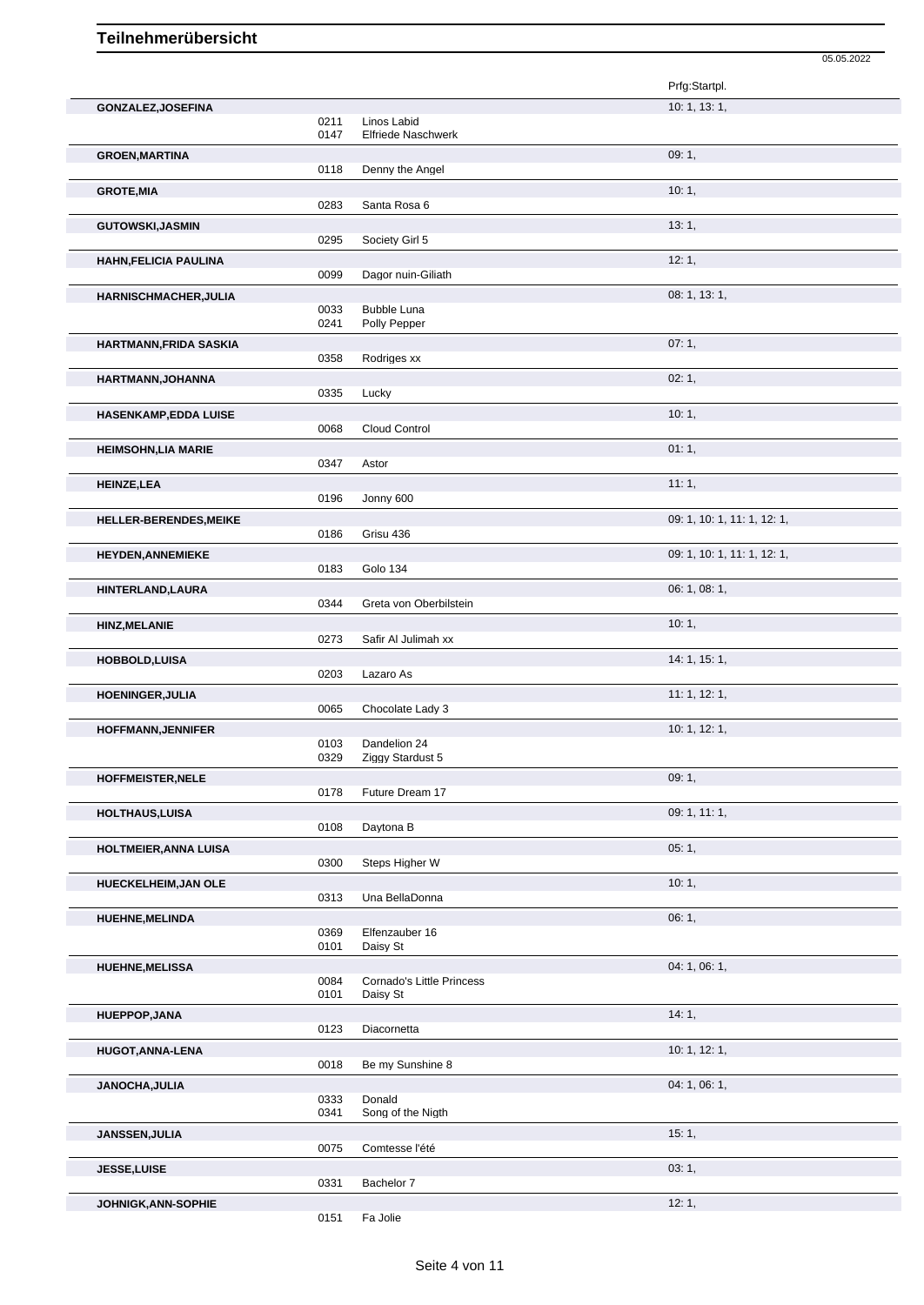# Teilnehmerübersicht

05.05.2022

| Name | Nr. | Pferd | Prfg:Startpl. |
|---|---|---|---|
| **GONZALEZ,JOSEFINA** | | | 10: 1, 13: 1, |
| | 0211 | Linos Labid | |
| | 0147 | Elfriede Naschwerk | |
| **GROEN,MARTINA** | | | 09: 1, |
| | 0118 | Denny the Angel | |
| **GROTE,MIA** | | | 10: 1, |
| | 0283 | Santa Rosa 6 | |
| **GUTOWSKI,JASMIN** | | | 13: 1, |
| | 0295 | Society Girl 5 | |
| **HAHN,FELICIA PAULINA** | | | 12: 1, |
| | 0099 | Dagor nuin-Giliath | |
| **HARNISCHMACHER,JULIA** | | | 08: 1, 13: 1, |
| | 0033 | Bubble Luna | |
| | 0241 | Polly Pepper | |
| **HARTMANN,FRIDA SASKIA** | | | 07: 1, |
| | 0358 | Rodriges xx | |
| **HARTMANN,JOHANNA** | | | 02: 1, |
| | 0335 | Lucky | |
| **HASENKAMP,EDDA LUISE** | | | 10: 1, |
| | 0068 | Cloud Control | |
| **HEIMSOHN,LIA MARIE** | | | 01: 1, |
| | 0347 | Astor | |
| **HEINZE,LEA** | | | 11: 1, |
| | 0196 | Jonny 600 | |
| **HELLER-BERENDES,MEIKE** | | | 09: 1, 10: 1, 11: 1, 12: 1, |
| | 0186 | Grisu 436 | |
| **HEYDEN,ANNEMIEKE** | | | 09: 1, 10: 1, 11: 1, 12: 1, |
| | 0183 | Golo 134 | |
| **HINTERLAND,LAURA** | | | 06: 1, 08: 1, |
| | 0344 | Greta von Oberbilstein | |
| **HINZ,MELANIE** | | | 10: 1, |
| | 0273 | Safir Al Julimah xx | |
| **HOBBOLD,LUISA** | | | 14: 1, 15: 1, |
| | 0203 | Lazaro As | |
| **HOENINGER,JULIA** | | | 11: 1, 12: 1, |
| | 0065 | Chocolate Lady 3 | |
| **HOFFMANN,JENNIFER** | | | 10: 1, 12: 1, |
| | 0103 | Dandelion 24 | |
| | 0329 | Ziggy Stardust 5 | |
| **HOFFMEISTER,NELE** | | | 09: 1, |
| | 0178 | Future Dream 17 | |
| **HOLTHAUS,LUISA** | | | 09: 1, 11: 1, |
| | 0108 | Daytona B | |
| **HOLTMEIER,ANNA LUISA** | | | 05: 1, |
| | 0300 | Steps Higher W | |
| **HUECKELHEIM,JAN OLE** | | | 10: 1, |
| | 0313 | Una BellaDonna | |
| **HUEHNE,MELINDA** | | | 06: 1, |
| | 0369 | Elfenzauber 16 | |
| | 0101 | Daisy St | |
| **HUEHNE,MELISSA** | | | 04: 1, 06: 1, |
| | 0084 | Cornado's Little Princess | |
| | 0101 | Daisy St | |
| **HUEPPOP,JANA** | | | 14: 1, |
| | 0123 | Diacornetta | |
| **HUGOT,ANNA-LENA** | | | 10: 1, 12: 1, |
| | 0018 | Be my Sunshine 8 | |
| **JANOCHA,JULIA** | | | 04: 1, 06: 1, |
| | 0333 | Donald | |
| | 0341 | Song of the Nigth | |
| **JANSSEN,JULIA** | | | 15: 1, |
| | 0075 | Comtesse l'été | |
| **JESSE,LUISE** | | | 03: 1, |
| | 0331 | Bachelor 7 | |
| **JOHNIGK,ANN-SOPHIE** | | | 12: 1, |
| | 0151 | Fa Jolie | |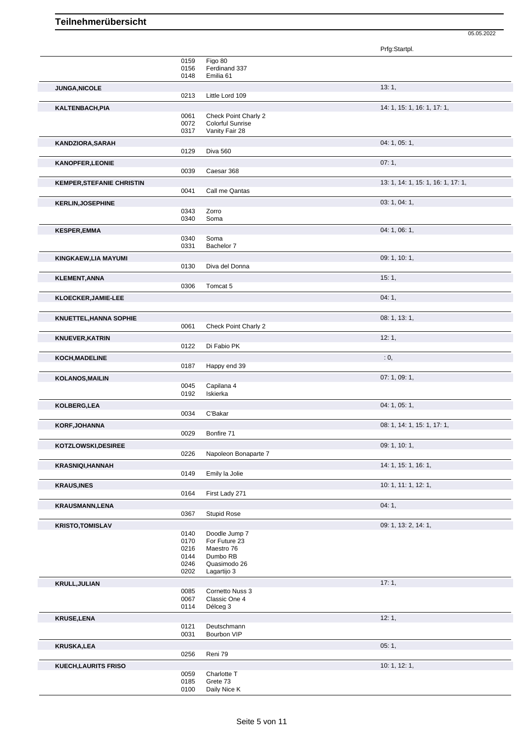# Teilnehmerübersicht

05.05.2022

| Name | Nr. | Pferd | Prfg:Startpl. |
|---|---|---|---|
| | 0159 | Figo 80 | |
| | 0156 | Ferdinand 337 | |
| | 0148 | Emilia 61 | |
| **JUNGA,NICOLE** | | | 13: 1, |
| | 0213 | Little Lord 109 | |
| **KALTENBACH,PIA** | | | 14: 1, 15: 1, 16: 1, 17: 1, |
| | 0061 | Check Point Charly 2 | |
| | 0072 | Colorful Sunrise | |
| | 0317 | Vanity Fair 28 | |
| **KANDZIORA,SARAH** | | | 04: 1, 05: 1, |
| | 0129 | Diva 560 | |
| **KANOPFER,LEONIE** | | | 07: 1, |
| | 0039 | Caesar 368 | |
| **KEMPER,STEFANIE CHRISTIN** | | | 13: 1, 14: 1, 15: 1, 16: 1, 17: 1, |
| | 0041 | Call me Qantas | |
| **KERLIN,JOSEPHINE** | | | 03: 1, 04: 1, |
| | 0343 | Zorro | |
| | 0340 | Soma | |
| **KESPER,EMMA** | | | 04: 1, 06: 1, |
| | 0340 | Soma | |
| | 0331 | Bachelor 7 | |
| **KINGKAEW,LIA MAYUMI** | | | 09: 1, 10: 1, |
| | 0130 | Diva del Donna | |
| **KLEMENT,ANNA** | | | 15: 1, |
| | 0306 | Tomcat 5 | |
| **KLOECKER,JAMIE-LEE** | | | 04: 1, |
| **KNUETTEL,HANNA SOPHIE** | | | 08: 1, 13: 1, |
| | 0061 | Check Point Charly 2 | |
| **KNUEVER,KATRIN** | | | 12: 1, |
| | 0122 | Di Fabio PK | |
| **KOCH,MADELINE** | | | : 0, |
| | 0187 | Happy end 39 | |
| **KOLANOS,MAILIN** | | | 07: 1, 09: 1, |
| | 0045 | Capilana 4 | |
| | 0192 | Iskierka | |
| **KOLBERG,LEA** | | | 04: 1, 05: 1, |
| | 0034 | C'Bakar | |
| **KORF,JOHANNA** | | | 08: 1, 14: 1, 15: 1, 17: 1, |
| | 0029 | Bonfire 71 | |
| **KOTZLOWSKI,DESIREE** | | | 09: 1, 10: 1, |
| | 0226 | Napoleon Bonaparte 7 | |
| **KRASNIQI,HANNAH** | | | 14: 1, 15: 1, 16: 1, |
| | 0149 | Emily la Jolie | |
| **KRAUS,INES** | | | 10: 1, 11: 1, 12: 1, |
| | 0164 | First Lady 271 | |
| **KRAUSMANN,LENA** | | | 04: 1, |
| | 0367 | Stupid Rose | |
| **KRISTO,TOMISLAV** | | | 09: 1, 13: 2, 14: 1, |
| | 0140 | Doodle Jump 7 | |
| | 0170 | For Future 23 | |
| | 0216 | Maestro 76 | |
| | 0144 | Dumbo RB | |
| | 0246 | Quasimodo 26 | |
| | 0202 | Lagartijo 3 | |
| **KRULL,JULIAN** | | | 17: 1, |
| | 0085 | Cornetto Nuss 3 | |
| | 0067 | Classic One 4 | |
| | 0114 | Délceg 3 | |
| **KRUSE,LENA** | | | 12: 1, |
| | 0121 | Deutschmann | |
| | 0031 | Bourbon VIP | |
| **KRUSKA,LEA** | | | 05: 1, |
| | 0256 | Reni 79 | |
| **KUECH,LAURITS FRISO** | | | 10: 1, 12: 1, |
| | 0059 | Charlotte T | |
| | 0185 | Grete 73 | |
| | 0100 | Daily Nice K | |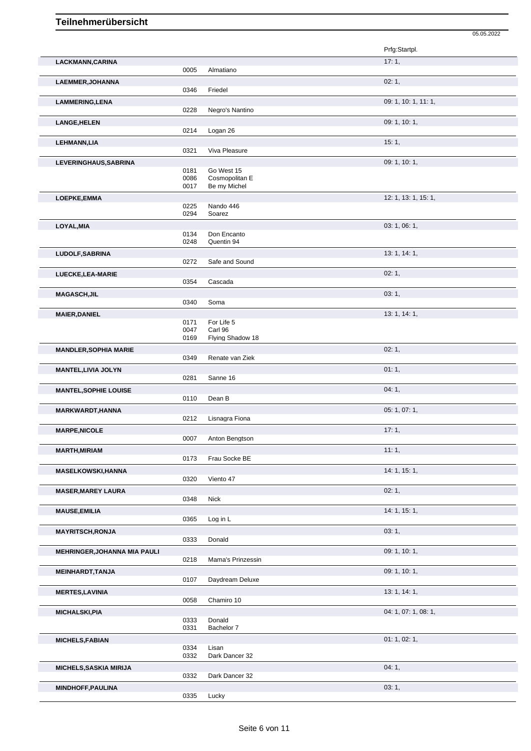# Teilnehmerübersicht

05.05.2022

| Name | Nr. | Pferd | Prfg:Startpl. |
|---|---|---|---|
| **LACKMANN,CARINA** | | | 17: 1, |
| | 0005 | Almatiano | |
| **LAEMMER,JOHANNA** | | | 02: 1, |
| | 0346 | Friedel | |
| **LAMMERING,LENA** | | | 09: 1, 10: 1, 11: 1, |
| | 0228 | Negro's Nantino | |
| **LANGE,HELEN** | | | 09: 1, 10: 1, |
| | 0214 | Logan 26 | |
| **LEHMANN,LIA** | | | 15: 1, |
| | 0321 | Viva Pleasure | |
| **LEVERINGHAUS,SABRINA** | | | 09: 1, 10: 1, |
| | 0181 | Go West 15 | |
| | 0086 | Cosmopolitan E | |
| | 0017 | Be my Michel | |
| **LOEPKE,EMMA** | | | 12: 1, 13: 1, 15: 1, |
| | 0225 | Nando 446 | |
| | 0294 | Soarez | |
| **LOYAL,MIA** | | | 03: 1, 06: 1, |
| | 0134 | Don Encanto | |
| | 0248 | Quentin 94 | |
| **LUDOLF,SABRINA** | | | 13: 1, 14: 1, |
| | 0272 | Safe and Sound | |
| **LUECKE,LEA-MARIE** | | | 02: 1, |
| | 0354 | Cascada | |
| **MAGASCH,JIL** | | | 03: 1, |
| | 0340 | Soma | |
| **MAIER,DANIEL** | | | 13: 1, 14: 1, |
| | 0171 | For Life 5 | |
| | 0047 | Carl 96 | |
| | 0169 | Flying Shadow 18 | |
| **MANDLER,SOPHIA MARIE** | | | 02: 1, |
| | 0349 | Renate van Ziek | |
| **MANTEL,LIVIA JOLYN** | | | 01: 1, |
| | 0281 | Sanne 16 | |
| **MANTEL,SOPHIE LOUISE** | | | 04: 1, |
| | 0110 | Dean B | |
| **MARKWARDT,HANNA** | | | 05: 1, 07: 1, |
| | 0212 | Lisnagra Fiona | |
| **MARPE,NICOLE** | | | 17: 1, |
| | 0007 | Anton Bengtson | |
| **MARTH,MIRIAM** | | | 11: 1, |
| | 0173 | Frau Socke BE | |
| **MASELKOWSKI,HANNA** | | | 14: 1, 15: 1, |
| | 0320 | Viento 47 | |
| **MASER,MAREY LAURA** | | | 02: 1, |
| | 0348 | Nick | |
| **MAUSE,EMILIA** | | | 14: 1, 15: 1, |
| | 0365 | Log in L | |
| **MAYRITSCH,RONJA** | | | 03: 1, |
| | 0333 | Donald | |
| **MEHRINGER,JOHANNA MIA PAULI** | | | 09: 1, 10: 1, |
| | 0218 | Mama's Prinzessin | |
| **MEINHARDT,TANJA** | | | 09: 1, 10: 1, |
| | 0107 | Daydream Deluxe | |
| **MERTES,LAVINIA** | | | 13: 1, 14: 1, |
| | 0058 | Chamiro 10 | |
| **MICHALSKI,PIA** | | | 04: 1, 07: 1, 08: 1, |
| | 0333 | Donald | |
| | 0331 | Bachelor 7 | |
| **MICHELS,FABIAN** | | | 01: 1, 02: 1, |
| | 0334 | Lisan | |
| | 0332 | Dark Dancer 32 | |
| **MICHELS,SASKIA MIRIJA** | | | 04: 1, |
| | 0332 | Dark Dancer 32 | |
| **MINDHOFF,PAULINA** | | | 03: 1, |
| | 0335 | Lucky | |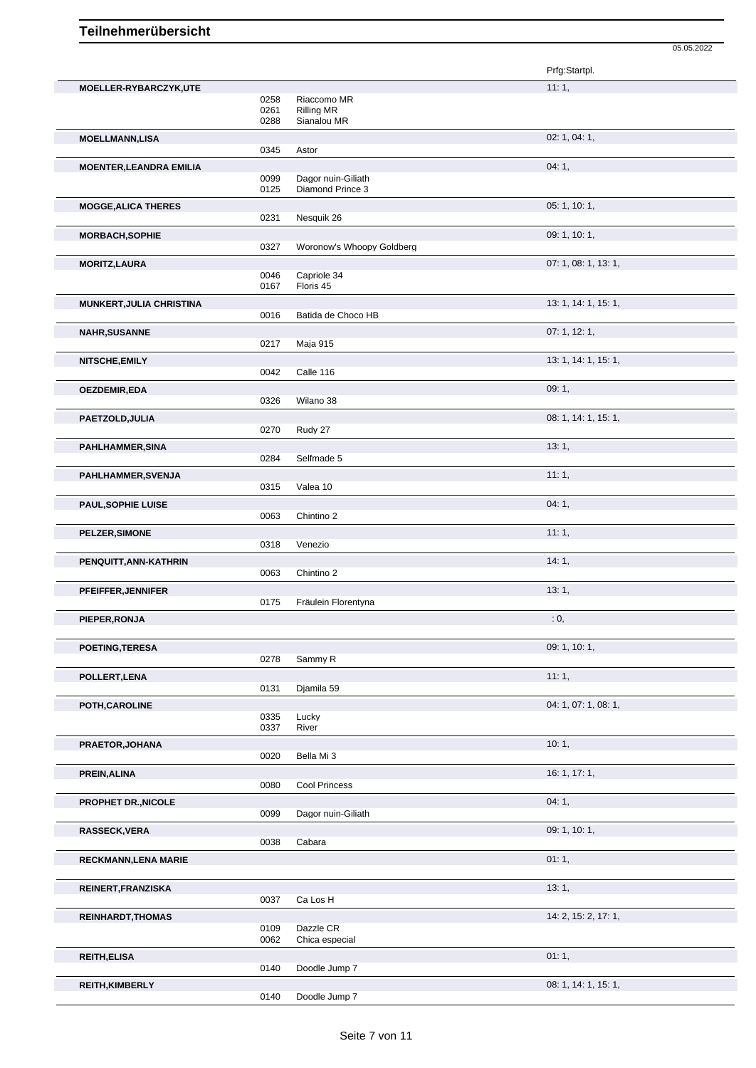# Teilnehmerübersicht

05.05.2022

| Name | Nr. | Pferd | Prfg:Startpl. |
|---|---|---|---|
| **MOELLER-RYBARCZYK,UTE** | | | 11: 1, |
| | 0258 | Riaccomo MR | |
| | 0261 | Rilling MR | |
| | 0288 | Sianalou MR | |
| **MOELLMANN,LISA** | | | 02: 1, 04: 1, |
| | 0345 | Astor | |
| **MOENTER,LEANDRA EMILIA** | | | 04: 1, |
| | 0099 | Dagor nuin-Giliath | |
| | 0125 | Diamond Prince 3 | |
| **MOGGE,ALICA THERES** | | | 05: 1, 10: 1, |
| | 0231 | Nesquik 26 | |
| **MORBACH,SOPHIE** | | | 09: 1, 10: 1, |
| | 0327 | Woronow's Whoopy Goldberg | |
| **MORITZ,LAURA** | | | 07: 1, 08: 1, 13: 1, |
| | 0046 | Capriole 34 | |
| | 0167 | Floris 45 | |
| **MUNKERT,JULIA CHRISTINA** | | | 13: 1, 14: 1, 15: 1, |
| | 0016 | Batida de Choco HB | |
| **NAHR,SUSANNE** | | | 07: 1, 12: 1, |
| | 0217 | Maja 915 | |
| **NITSCHE,EMILY** | | | 13: 1, 14: 1, 15: 1, |
| | 0042 | Calle 116 | |
| **OEZDEMIR,EDA** | | | 09: 1, |
| | 0326 | Wilano 38 | |
| **PAETZOLD,JULIA** | | | 08: 1, 14: 1, 15: 1, |
| | 0270 | Rudy 27 | |
| **PAHLHAMMER,SINA** | | | 13: 1, |
| | 0284 | Selfmade 5 | |
| **PAHLHAMMER,SVENJA** | | | 11: 1, |
| | 0315 | Valea 10 | |
| **PAUL,SOPHIE LUISE** | | | 04: 1, |
| | 0063 | Chintino 2 | |
| **PELZER,SIMONE** | | | 11: 1, |
| | 0318 | Venezio | |
| **PENQUITT,ANN-KATHRIN** | | | 14: 1, |
| | 0063 | Chintino 2 | |
| **PFEIFFER,JENNIFER** | | | 13: 1, |
| | 0175 | Fräulein Florentyna | |
| **PIEPER,RONJA** | | | : 0, |
| **POETING,TERESA** | | | 09: 1, 10: 1, |
| | 0278 | Sammy R | |
| **POLLERT,LENA** | | | 11: 1, |
| | 0131 | Djamila 59 | |
| **POTH,CAROLINE** | | | 04: 1, 07: 1, 08: 1, |
| | 0335 | Lucky | |
| | 0337 | River | |
| **PRAETOR,JOHANA** | | | 10: 1, |
| | 0020 | Bella Mi 3 | |
| **PREIN,ALINA** | | | 16: 1, 17: 1, |
| | 0080 | Cool Princess | |
| **PROPHET DR.,NICOLE** | | | 04: 1, |
| | 0099 | Dagor nuin-Giliath | |
| **RASSECK,VERA** | | | 09: 1, 10: 1, |
| | 0038 | Cabara | |
| **RECKMANN,LENA MARIE** | | | 01: 1, |
| **REINERT,FRANZISKA** | | | 13: 1, |
| | 0037 | Ca Los H | |
| **REINHARDT,THOMAS** | | | 14: 2, 15: 2, 17: 1, |
| | 0109 | Dazzle CR | |
| | 0062 | Chica especial | |
| **REITH,ELISA** | | | 01: 1, |
| | 0140 | Doodle Jump 7 | |
| **REITH,KIMBERLY** | | | 08: 1, 14: 1, 15: 1, |
| | 0140 | Doodle Jump 7 | |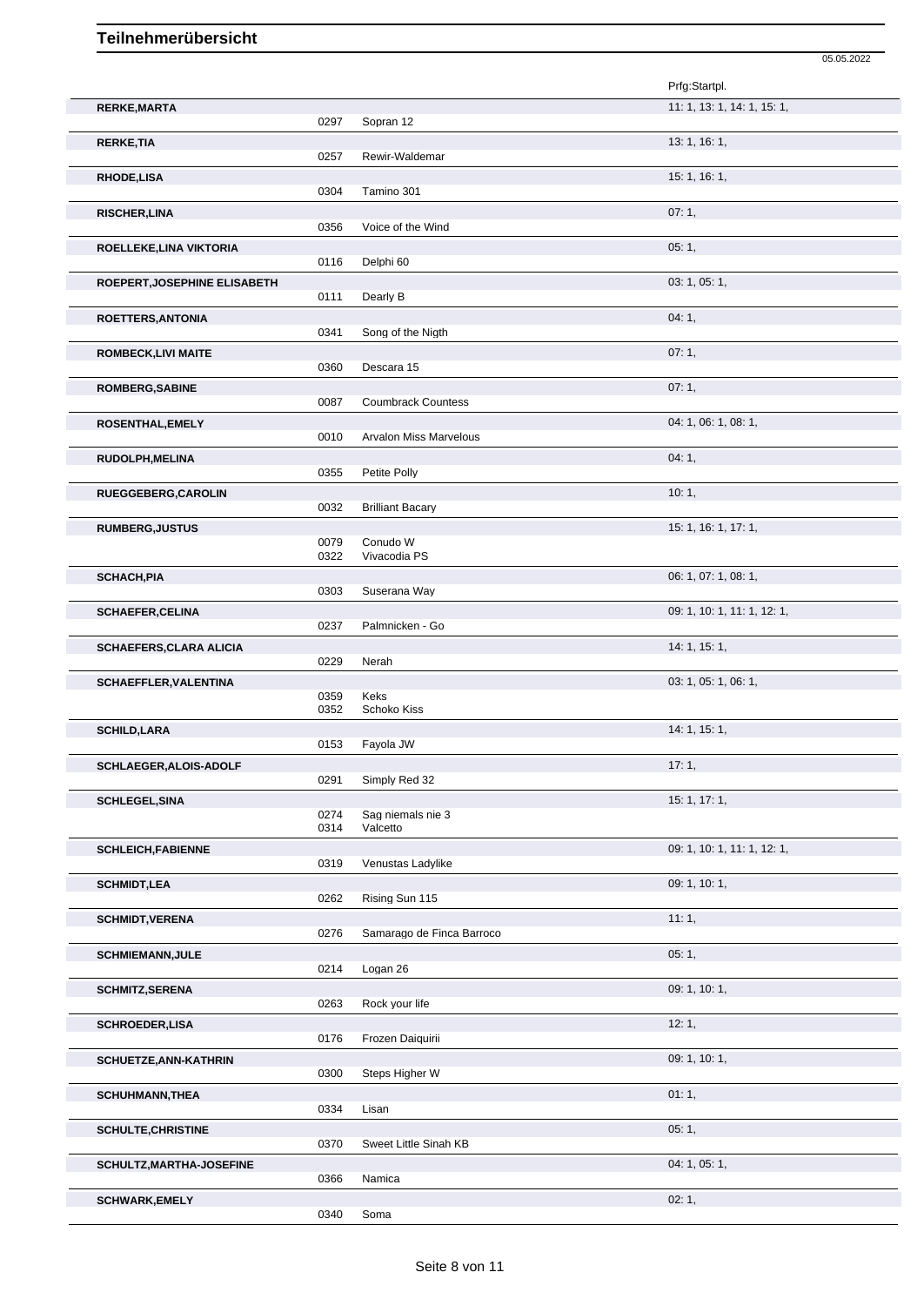| Name | Nr. | Pferd | Prfg:Startpl. |
|---|---|---|---|
| **RERKE,MARTA** | | | 11: 1, 13: 1, 14: 1, 15: 1, |
| | 0297 | Sopran 12 | |
| **RERKE,TIA** | | | 13: 1, 16: 1, |
| | 0257 | Rewir-Waldemar | |
| **RHODE,LISA** | | | 15: 1, 16: 1, |
| | 0304 | Tamino 301 | |
| **RISCHER,LINA** | | | 07: 1, |
| | 0356 | Voice of the Wind | |
| **ROELLEKE,LINA VIKTORIA** | | | 05: 1, |
| | 0116 | Delphi 60 | |
| **ROEPERT,JOSEPHINE ELISABETH** | | | 03: 1, 05: 1, |
| | 0111 | Dearly B | |
| **ROETTERS,ANTONIA** | | | 04: 1, |
| | 0341 | Song of the Nigth | |
| **ROMBECK,LIVI MAITE** | | | 07: 1, |
| | 0360 | Descara 15 | |
| **ROMBERG,SABINE** | | | 07: 1, |
| | 0087 | Coumbrack Countess | |
| **ROSENTHAL,EMELY** | | | 04: 1, 06: 1, 08: 1, |
| | 0010 | Arvalon Miss Marvelous | |
| **RUDOLPH,MELINA** | | | 04: 1, |
| | 0355 | Petite Polly | |
| **RUEGGEBERG,CAROLIN** | | | 10: 1, |
| | 0032 | Brilliant Bacary | |
| **RUMBERG,JUSTUS** | | | 15: 1, 16: 1, 17: 1, |
| | 0079 | Conudo W | |
| | 0322 | Vivacodia PS | |
| **SCHACH,PIA** | | | 06: 1, 07: 1, 08: 1, |
| | 0303 | Suserana Way | |
| **SCHAEFER,CELINA** | | | 09: 1, 10: 1, 11: 1, 12: 1, |
| | 0237 | Palmnicken - Go | |
| **SCHAEFERS,CLARA ALICIA** | | | 14: 1, 15: 1, |
| | 0229 | Nerah | |
| **SCHAEFFLER,VALENTINA** | | | 03: 1, 05: 1, 06: 1, |
| | 0359 | Keks | |
| | 0352 | Schoko Kiss | |
| **SCHILD,LARA** | | | 14: 1, 15: 1, |
| | 0153 | Fayola JW | |
| **SCHLAEGER,ALOIS-ADOLF** | | | 17: 1, |
| | 0291 | Simply Red 32 | |
| **SCHLEGEL,SINA** | | | 15: 1, 17: 1, |
| | 0274 | Sag niemals nie 3 | |
| | 0314 | Valcetto | |
| **SCHLEICH,FABIENNE** | | | 09: 1, 10: 1, 11: 1, 12: 1, |
| | 0319 | Venustas Ladylike | |
| **SCHMIDT,LEA** | | | 09: 1, 10: 1, |
| | 0262 | Rising Sun 115 | |
| **SCHMIDT,VERENA** | | | 11: 1, |
| | 0276 | Samarago de Finca Barroco | |
| **SCHMIEMANN,JULE** | | | 05: 1, |
| | 0214 | Logan 26 | |
| **SCHMITZ,SERENA** | | | 09: 1, 10: 1, |
| | 0263 | Rock your life | |
| **SCHROEDER,LISA** | | | 12: 1, |
| | 0176 | Frozen Daiquirii | |
| **SCHUETZE,ANN-KATHRIN** | | | 09: 1, 10: 1, |
| | 0300 | Steps Higher W | |
| **SCHUHMANN,THEA** | | | 01: 1, |
| | 0334 | Lisan | |
| **SCHULTE,CHRISTINE** | | | 05: 1, |
| | 0370 | Sweet Little Sinah KB | |
| **SCHULTZ,MARTHA-JOSEFINE** | | | 04: 1, 05: 1, |
| | 0366 | Namica | |
| **SCHWARK,EMELY** | | | 02: 1, |
| | 0340 | Soma | |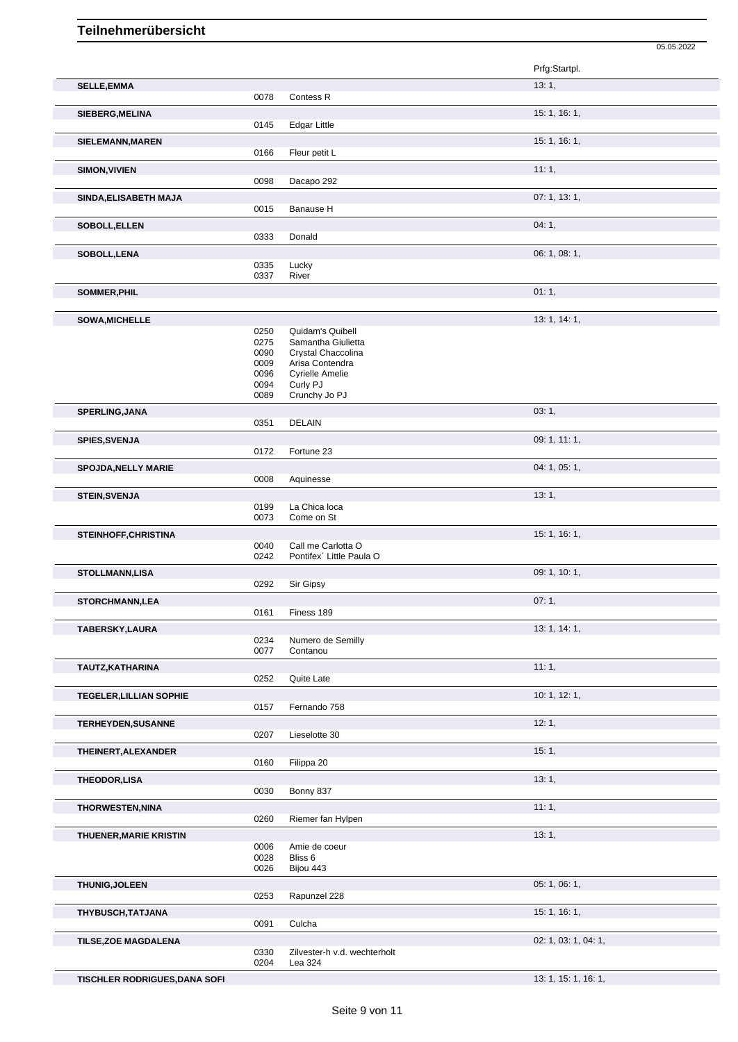# Teilnehmerübersicht

05.05.2022

| Name | Nr. | Pferd | Prfg:Startpl. |
|---|---|---|---|
| **SELLE,EMMA** | | | 13: 1, |
| | 0078 | Contess R | |
| **SIEBERG,MELINA** | | | 15: 1, 16: 1, |
| | 0145 | Edgar Little | |
| **SIELEMANN,MAREN** | | | 15: 1, 16: 1, |
| | 0166 | Fleur petit L | |
| **SIMON,VIVIEN** | | | 11: 1, |
| | 0098 | Dacapo 292 | |
| **SINDA,ELISABETH MAJA** | | | 07: 1, 13: 1, |
| | 0015 | Banause H | |
| **SOBOLL,ELLEN** | | | 04: 1, |
| | 0333 | Donald | |
| **SOBOLL,LENA** | | | 06: 1, 08: 1, |
| | 0335 | Lucky | |
| | 0337 | River | |
| **SOMMER,PHIL** | | | 01: 1, |
| **SOWA,MICHELLE** | | | 13: 1, 14: 1, |
| | 0250 | Quidam's Quibell | |
| | 0275 | Samantha Giulietta | |
| | 0090 | Crystal Chaccolina | |
| | 0009 | Arisa Contendra | |
| | 0096 | Cyrielle Amelie | |
| | 0094 | Curly PJ | |
| | 0089 | Crunchy Jo PJ | |
| **SPERLING,JANA** | | | 03: 1, |
| | 0351 | DELAIN | |
| **SPIES,SVENJA** | | | 09: 1, 11: 1, |
| | 0172 | Fortune 23 | |
| **SPOJDA,NELLY MARIE** | | | 04: 1, 05: 1, |
| | 0008 | Aquinesse | |
| **STEIN,SVENJA** | | | 13: 1, |
| | 0199 | La Chica loca | |
| | 0073 | Come on St | |
| **STEINHOFF,CHRISTINA** | | | 15: 1, 16: 1, |
| | 0040 | Call me Carlotta O | |
| | 0242 | Pontifex´ Little Paula O | |
| **STOLLMANN,LISA** | | | 09: 1, 10: 1, |
| | 0292 | Sir Gipsy | |
| **STORCHMANN,LEA** | | | 07: 1, |
| | 0161 | Finess 189 | |
| **TABERSKY,LAURA** | | | 13: 1, 14: 1, |
| | 0234 | Numero de Semilly | |
| | 0077 | Contanou | |
| **TAUTZ,KATHARINA** | | | 11: 1, |
| | 0252 | Quite Late | |
| **TEGELER,LILLIAN SOPHIE** | | | 10: 1, 12: 1, |
| | 0157 | Fernando 758 | |
| **TERHEYDEN,SUSANNE** | | | 12: 1, |
| | 0207 | Lieselotte 30 | |
| **THEINERT,ALEXANDER** | | | 15: 1, |
| | 0160 | Filippa 20 | |
| **THEODOR,LISA** | | | 13: 1, |
| | 0030 | Bonny 837 | |
| **THORWESTEN,NINA** | | | 11: 1, |
| | 0260 | Riemer fan Hylpen | |
| **THUENER,MARIE KRISTIN** | | | 13: 1, |
| | 0006 | Amie de coeur | |
| | 0028 | Bliss 6 | |
| | 0026 | Bijou 443 | |
| **THUNIG,JOLEEN** | | | 05: 1, 06: 1, |
| | 0253 | Rapunzel 228 | |
| **THYBUSCH,TATJANA** | | | 15: 1, 16: 1, |
| | 0091 | Culcha | |
| **TILSE,ZOE MAGDALENA** | | | 02: 1, 03: 1, 04: 1, |
| | 0330 | Zilvester-h v.d. wechterholt | |
| | 0204 | Lea 324 | |
| **TISCHLER RODRIGUES,DANA SOFI** | | | 13: 1, 15: 1, 16: 1, |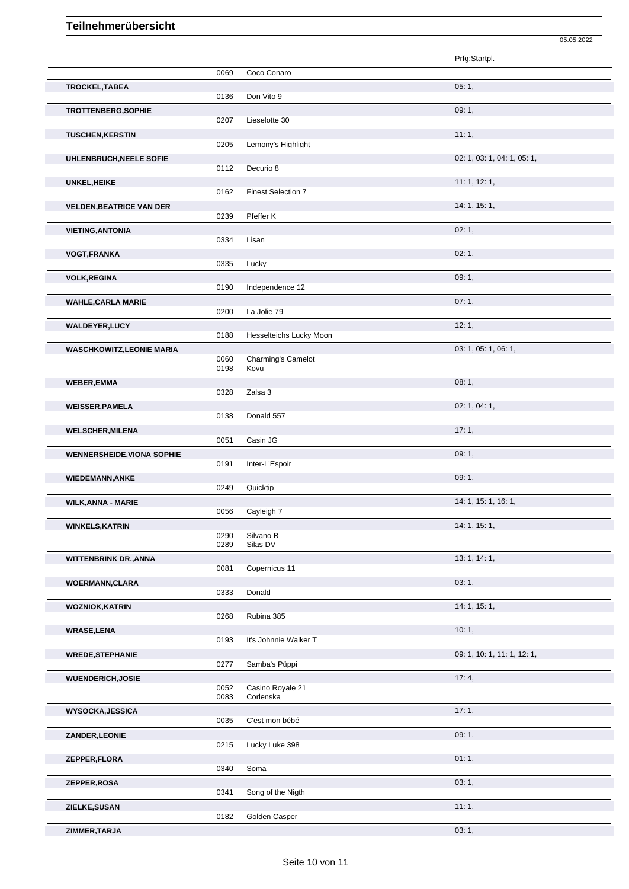# Teilnehmerübersicht

05.05.2022

| | | | Prfg:Startpl. |
|---|---|---|---|
| | 0069 | Coco Conaro | |
| **TROCKEL,TABEA** | | | 05: 1, |
| | 0136 | Don Vito 9 | |
| **TROTTENBERG,SOPHIE** | | | 09: 1, |
| | 0207 | Lieselotte 30 | |
| **TUSCHEN,KERSTIN** | | | 11: 1, |
| | 0205 | Lemony's Highlight | |
| **UHLENBRUCH,NEELE SOFIE** | | | 02: 1, 03: 1, 04: 1, 05: 1, |
| | 0112 | Decurio 8 | |
| **UNKEL,HEIKE** | | | 11: 1, 12: 1, |
| | 0162 | Finest Selection 7 | |
| **VELDEN,BEATRICE VAN DER** | | | 14: 1, 15: 1, |
| | 0239 | Pfeffer K | |
| **VIETING,ANTONIA** | | | 02: 1, |
| | 0334 | Lisan | |
| **VOGT,FRANKA** | | | 02: 1, |
| | 0335 | Lucky | |
| **VOLK,REGINA** | | | 09: 1, |
| | 0190 | Independence 12 | |
| **WAHLE,CARLA MARIE** | | | 07: 1, |
| | 0200 | La Jolie 79 | |
| **WALDEYER,LUCY** | | | 12: 1, |
| | 0188 | Hesselteichs Lucky Moon | |
| **WASCHKOWITZ,LEONIE MARIA** | | | 03: 1, 05: 1, 06: 1, |
| | 0060 | Charming's Camelot | |
| | 0198 | Kovu | |
| **WEBER,EMMA** | | | 08: 1, |
| | 0328 | Zalsa 3 | |
| **WEISSER,PAMELA** | | | 02: 1, 04: 1, |
| | 0138 | Donald 557 | |
| **WELSCHER,MILENA** | | | 17: 1, |
| | 0051 | Casin JG | |
| **WENNERSHEIDE,VIONA SOPHIE** | | | 09: 1, |
| | 0191 | Inter-L'Espoir | |
| **WIEDEMANN,ANKE** | | | 09: 1, |
| | 0249 | Quicktip | |
| **WILK,ANNA - MARIE** | | | 14: 1, 15: 1, 16: 1, |
| | 0056 | Cayleigh 7 | |
| **WINKELS,KATRIN** | | | 14: 1, 15: 1, |
| | 0290 | Silvano B | |
| | 0289 | Silas DV | |
| **WITTENBRINK DR.,ANNA** | | | 13: 1, 14: 1, |
| | 0081 | Copernicus 11 | |
| **WOERMANN,CLARA** | | | 03: 1, |
| | 0333 | Donald | |
| **WOZNIOK,KATRIN** | | | 14: 1, 15: 1, |
| | 0268 | Rubina 385 | |
| **WRASE,LENA** | | | 10: 1, |
| | 0193 | It's Johnnie Walker T | |
| **WREDE,STEPHANIE** | | | 09: 1, 10: 1, 11: 1, 12: 1, |
| | 0277 | Samba's Püppi | |
| **WUENDERICH,JOSIE** | | | 17: 4, |
| | 0052 | Casino Royale 21 | |
| | 0083 | Corlenska | |
| **WYSOCKA,JESSICA** | | | 17: 1, |
| | 0035 | C'est mon bébé | |
| **ZANDER,LEONIE** | | | 09: 1, |
| | 0215 | Lucky Luke 398 | |
| **ZEPPER,FLORA** | | | 01: 1, |
| | 0340 | Soma | |
| **ZEPPER,ROSA** | | | 03: 1, |
| | 0341 | Song of the Nigth | |
| **ZIELKE,SUSAN** | | | 11: 1, |
| | 0182 | Golden Casper | |
| **ZIMMER,TARJA** | | | 03: 1, |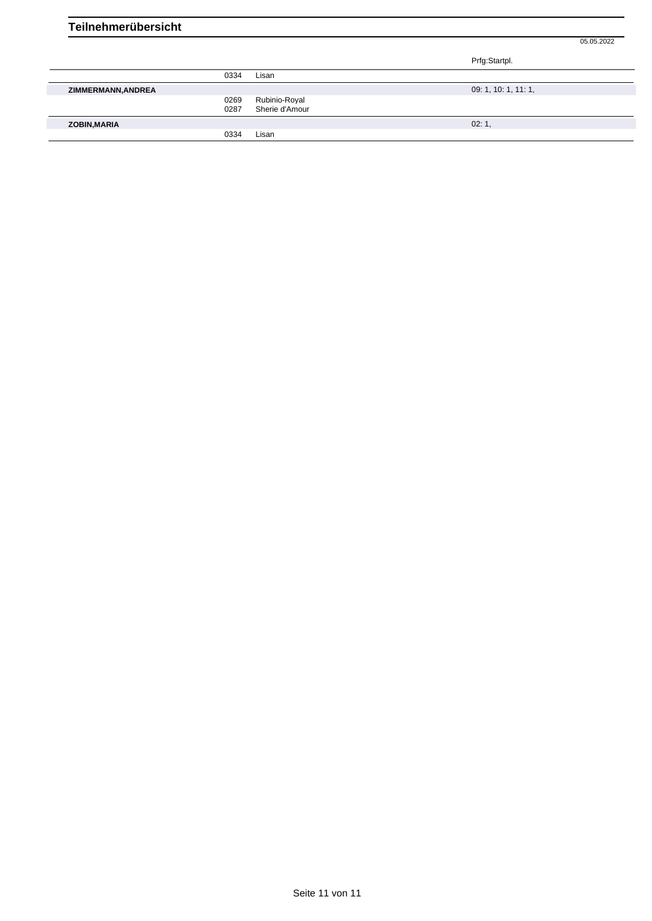# Teilnehmerübersicht

05.05.2022

| | | | Prfg:Startpl. |
|---|---|---|---|
| | 0334 | Lisan | |
| **ZIMMERMANN,ANDREA** | | | 09: 1, 10: 1, 11: 1, |
| | 0269 | Rubinio-Royal | |
| | 0287 | Sherie d'Amour | |
| **ZOBIN,MARIA** | | | 02: 1, |
| | 0334 | Lisan | |